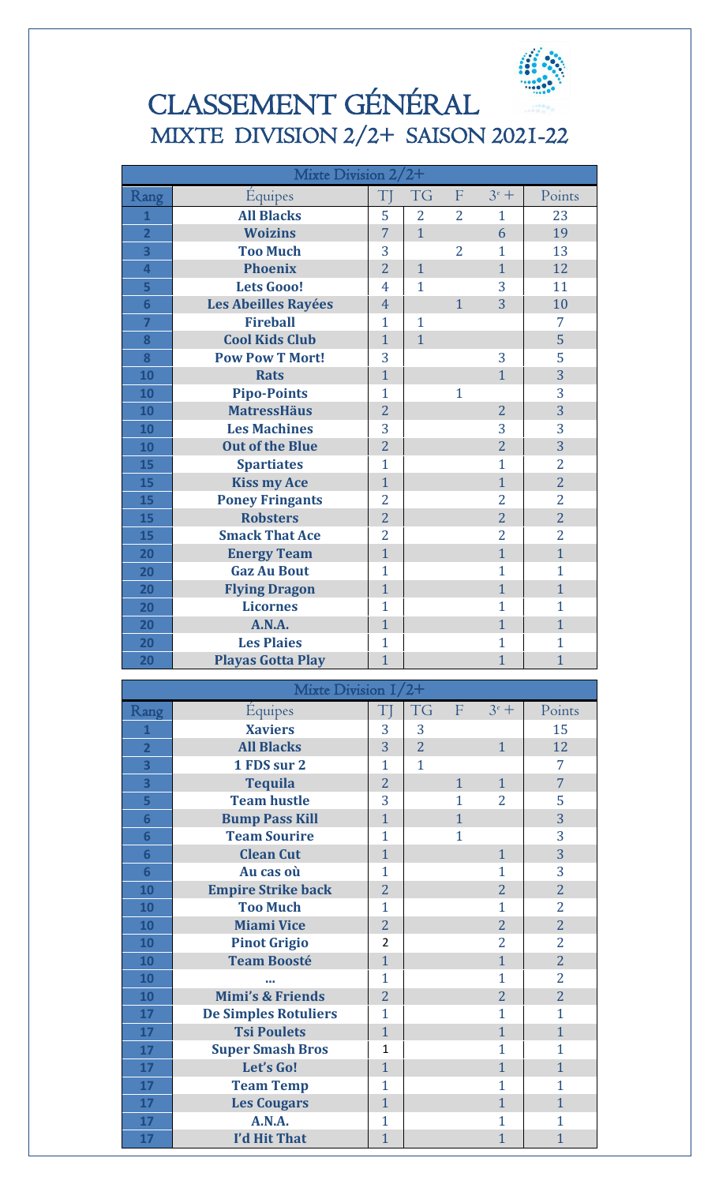# CLASSEMENT GÉNÉRAL

## MIXTE DIVISION 2/2+ SAISON 2021-22

| Mixte Division 2/2+ | | | | | | |
|---|---|---|---|---|---|---|
| Rang | Équipes | TJ | TG | F | 3e + | Points |
| 1 | **All Blacks** | 5 | 2 | 2 | 1 | 23 |
| 2 | **Woizins** | 7 | 1 | | 6 | 19 |
| 3 | **Too Much** | 3 | | 2 | 1 | 13 |
| 4 | **Phoenix** | 2 | 1 | | 1 | 12 |
| 5 | **Lets Gooo!** | 4 | 1 | | 3 | 11 |
| 6 | **Les Abeilles Rayées** | 4 | | 1 | 3 | 10 |
| 7 | **Fireball** | 1 | 1 | | | 7 |
| 8 | **Cool Kids Club** | 1 | 1 | | | 5 |
| 8 | **Pow Pow T Mort!** | 3 | | | 3 | 5 |
| 10 | **Rats** | 1 | | | 1 | 3 |
| 10 | **Pipo-Points** | 1 | | 1 | | 3 |
| 10 | **MatressHäus** | 2 | | | 2 | 3 |
| 10 | **Les Machines** | 3 | | | 3 | 3 |
| 10 | **Out of the Blue** | 2 | | | 2 | 3 |
| 15 | **Spartiates** | 1 | | | 1 | 2 |
| 15 | **Kiss my Ace** | 1 | | | 1 | 2 |
| 15 | **Poney Fringants** | 2 | | | 2 | 2 |
| 15 | **Robsters** | 2 | | | 2 | 2 |
| 15 | **Smack That Ace** | 2 | | | 2 | 2 |
| 20 | **Energy Team** | 1 | | | 1 | 1 |
| 20 | **Gaz Au Bout** | 1 | | | 1 | 1 |
| 20 | **Flying Dragon** | 1 | | | 1 | 1 |
| 20 | **Licornes** | 1 | | | 1 | 1 |
| 20 | **A.N.A.** | 1 | | | 1 | 1 |
| 20 | **Les Plaies** | 1 | | | 1 | 1 |
| 20 | **Playas Gotta Play** | 1 | | | 1 | 1 |

| Mixte Division 1/2+ | | | | | | |
|---|---|---|---|---|---|---|
| Rang | Équipes | TJ | TG | F | 3e + | Points |
| 1 | **Xaviers** | 3 | 3 | | | 15 |
| 2 | **All Blacks** | 3 | 2 | | 1 | 12 |
| 3 | **1 FDS sur 2** | 1 | 1 | | | 7 |
| 3 | **Tequila** | 2 | | 1 | 1 | 7 |
| 5 | **Team hustle** | 3 | | 1 | 2 | 5 |
| 6 | **Bump Pass Kill** | 1 | | 1 | | 3 |
| 6 | **Team Sourire** | 1 | | 1 | | 3 |
| 6 | **Clean Cut** | 1 | | | 1 | 3 |
| 6 | **Au cas où** | 1 | | | 1 | 3 |
| 10 | **Empire Strike back** | 2 | | | 2 | 2 |
| 10 | **Too Much** | 1 | | | 1 | 2 |
| 10 | **Miami Vice** | 2 | | | 2 | 2 |
| 10 | **Pinot Grigio** | 2 | | | 2 | 2 |
| 10 | **Team Boosté** | 1 | | | 1 | 2 |
| 10 | **...** | 1 | | | 1 | 2 |
| 10 | **Mimi's & Friends** | 2 | | | 2 | 2 |
| 17 | **De Simples Rotuliers** | 1 | | | 1 | 1 |
| 17 | **Tsi Poulets** | 1 | | | 1 | 1 |
| 17 | **Super Smash Bros** | 1 | | | 1 | 1 |
| 17 | **Let's Go!** | 1 | | | 1 | 1 |
| 17 | **Team Temp** | 1 | | | 1 | 1 |
| 17 | **Les Cougars** | 1 | | | 1 | 1 |
| 17 | **A.N.A.** | 1 | | | 1 | 1 |
| 17 | **I'd Hit That** | 1 | | | 1 | 1 |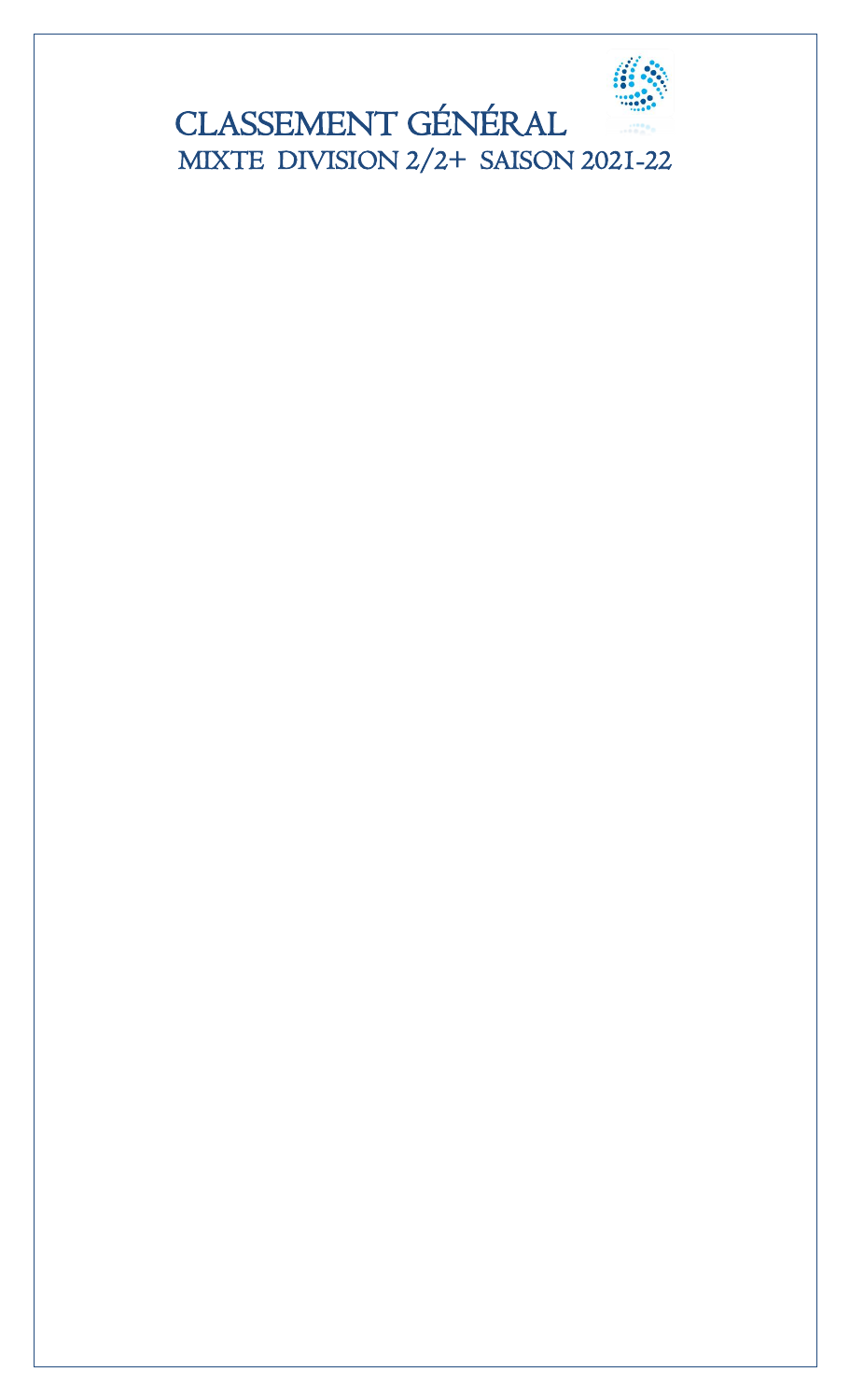# CLASSEMENT GÉNÉRAL

## MIXTE DIVISION 2/2+ SAISON 2021-22